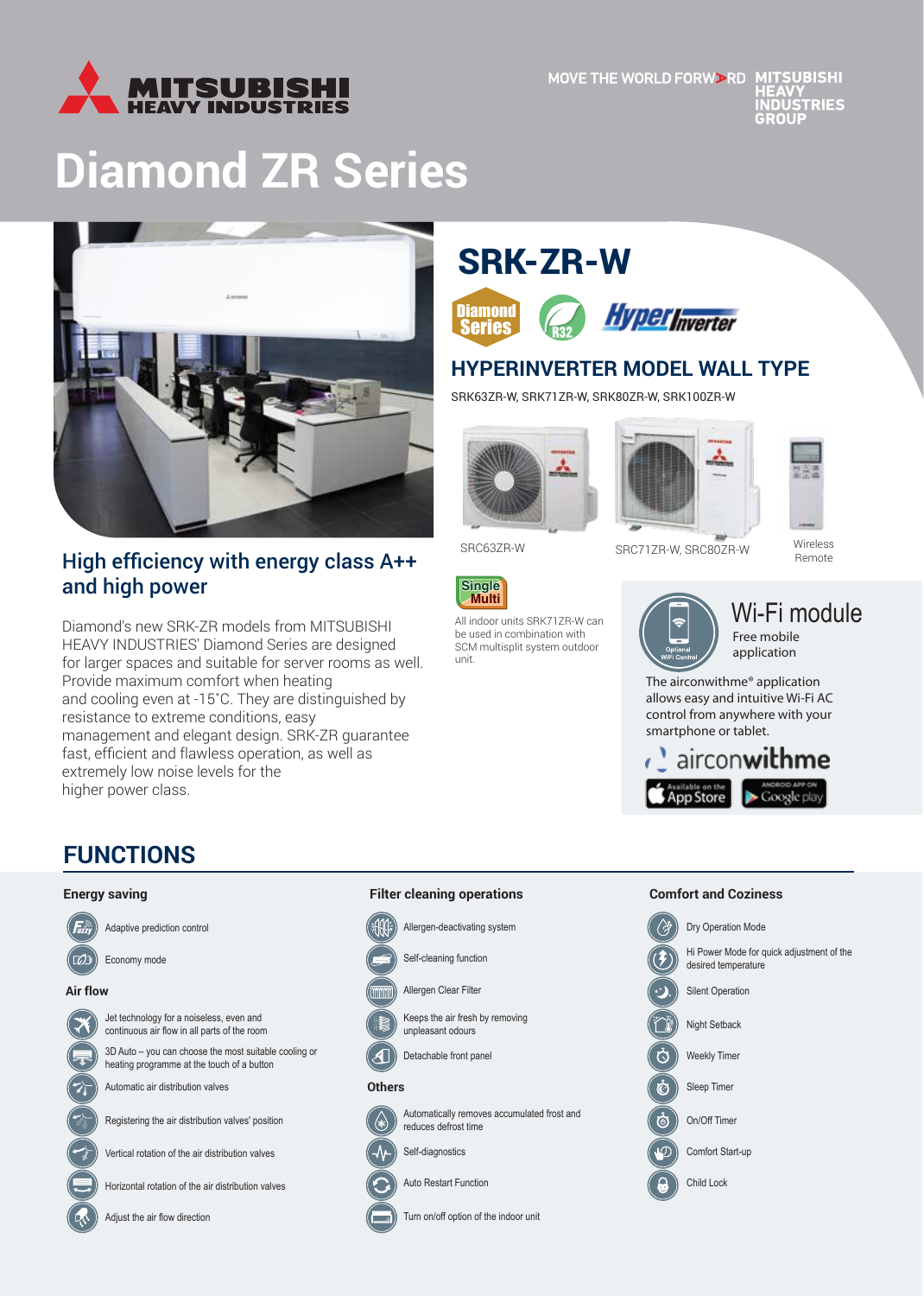# Diamond ZR Series

MOVE THE WORLD FORWARD MITSUBISHI HEAVY INDUSTRIES GROUP

## SRK-ZR-W

Diamond Series R32 HyperInverter

### HYPERINVERTER MODEL WALL TYPE

SRK63ZR-W, SRK71ZR-W, SRK80ZR-W, SRK100ZR-W

SRC63ZR-W

SRC71ZR-W, SRC80ZR-W

Wireless Remote

### High efficiency with energy class A++ and high power

Diamond's new SRK-ZR models from MITSUBISHI HEAVY INDUSTRIES' Diamond Series are designed for larger spaces and suitable for server rooms as well. Provide maximum comfort when heating and cooling even at -15˚C. They are distinguished by resistance to extreme conditions, easy management and elegant design. SRK-ZR guarantee fast, efficient and flawless operation, as well as extremely low noise levels for the higher power class.

Single Multi

All indoor units SRK71ZR-W can be used in combination with SCM multisplit system outdoor unit.

### Wi-Fi module

Optional WiFi Control

Free mobile application

The airconwithme® application allows easy and intuitive Wi-Fi AC control from anywhere with your smartphone or tablet.

airconwithme

Available on the App Store | Android App on Google play

## FUNCTIONS

### Energy saving

- Adaptive prediction control
- Economy mode

### Air flow

- Jet technology for a noiseless, even and continuous air flow in all parts of the room
- 3D Auto – you can choose the most suitable cooling or heating programme at the touch of a button
- Automatic air distribution valves
- Registering the air distribution valves' position
- Vertical rotation of the air distribution valves
- Horizontal rotation of the air distribution valves
- Adjust the air flow direction

### Filter cleaning operations

- Allergen-deactivating system
- Self-cleaning function
- Allergen Clear Filter
- Keeps the air fresh by removing unpleasant odours
- Detachable front panel

### Others

- Automatically removes accumulated frost and reduces defrost time
- Self-diagnostics
- Auto Restart Function
- Turn on/off option of the indoor unit

### Comfort and Coziness

- Dry Operation Mode
- Hi Power Mode for quick adjustment of the desired temperature
- Silent Operation
- Night Setback
- Weekly Timer
- Sleep Timer
- On/Off Timer
- Comfort Start-up
- Child Lock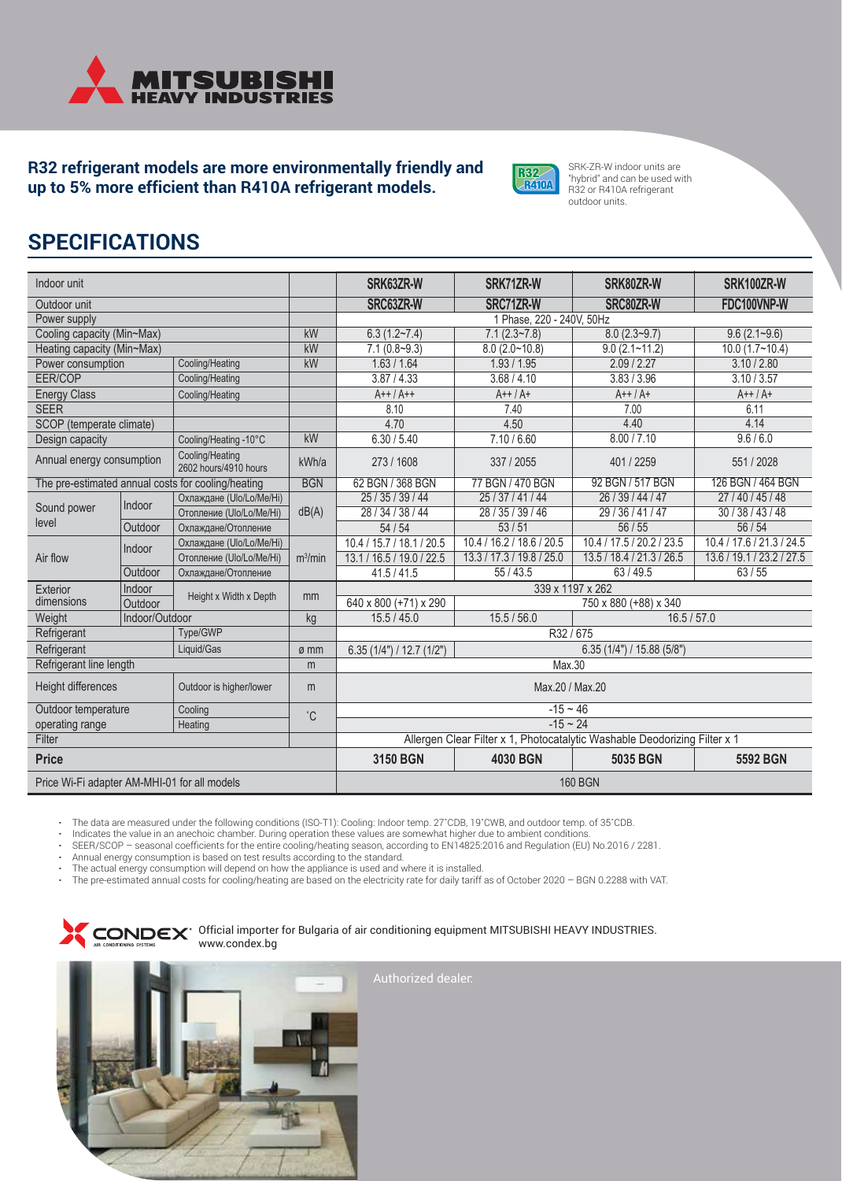**R32 refrigerant models are more environmentally friendly and up to 5% more efficient than R410A refrigerant models.**

SRK-ZR-W indoor units are "hybrid" and can be used with R32 or R410A refrigerant outdoor units.

## SPECIFICATIONS

| Indoor unit | | | | SRK63ZR-W | SRK71ZR-W | SRK80ZR-W | SRK100ZR-W |
|---|---|---|---|---|---|---|---|
| Outdoor unit | | | | SRC63ZR-W | SRC71ZR-W | SRC80ZR-W | FDC100VNP-W |
| Power supply | | | | 1 Phase, 220 - 240V, 50Hz | | | |
| Cooling capacity (Min~Max) | | | kW | 6.3 (1.2~7.4) | 7.1 (2.3~7.8) | 8.0 (2.3~9.7) | 9.6 (2.1~9.6) |
| Heating capacity (Min~Max) | | | kW | 7.1 (0.8~9.3) | 8.0 (2.0~10.8) | 9.0 (2.1~11.2) | 10.0 (1.7~10.4) |
| Power consumption | | Cooling/Heating | kW | 1.63 / 1.64 | 1.93 / 1.95 | 2.09 / 2.27 | 3.10 / 2.80 |
| EER/COP | | Cooling/Heating | | 3.87 / 4.33 | 3.68 / 4.10 | 3.83 / 3.96 | 3.10 / 3.57 |
| Energy Class | | Cooling/Heating | | A++ / A++ | A++ / A+ | A++ / A+ | A++ / A+ |
| SEER | | | | 8.10 | 7.40 | 7.00 | 6.11 |
| SCOP (temperate climate) | | | | 4.70 | 4.50 | 4.40 | 4.14 |
| Design capacity | | Cooling/Heating -10°C | kW | 6.30 / 5.40 | 7.10 / 6.60 | 8.00 / 7.10 | 9.6 / 6.0 |
| Annual energy consumption | | Cooling/Heating 2602 hours/4910 hours | kWh/a | 273 / 1608 | 337 / 2055 | 401 / 2259 | 551 / 2028 |
| The pre-estimated annual costs for cooling/heating | | | BGN | 62 BGN / 368 BGN | 77 BGN / 470 BGN | 92 BGN / 517 BGN | 126 BGN / 464 BGN |
| Sound power level | Indoor | Охлаждане (Ulo/Lo/Me/Hi) | dB(A) | 25 / 35 / 39 / 44 | 25 / 37 / 41 / 44 | 26 / 39 / 44 / 47 | 27 / 40 / 45 / 48 |
| | | Отопление (Ulo/Lo/Me/Hi) | | 28 / 34 / 38 / 44 | 28 / 35 / 39 / 46 | 29 / 36 / 41 / 47 | 30 / 38 / 43 / 48 |
| | Outdoor | Охлаждане/Отопление | | 54 / 54 | 53 / 51 | 56 / 55 | 56 / 54 |
| Air flow | Indoor | Охлаждане (Ulo/Lo/Me/Hi) | $m^3$/min | 10.4 / 15.7 / 18.1 / 20.5 | 10.4 / 16.2 / 18.6 / 20.5 | 10.4 / 17.5 / 20.2 / 23.5 | 10.4 / 17.6 / 21.3 / 24.5 |
| | | Отопление (Ulo/Lo/Me/Hi) | | 13.1 / 16.5 / 19.0 / 22.5 | 13.3 / 17.3 / 19.8 / 25.0 | 13.5 / 18.4 / 21.3 / 26.5 | 13.6 / 19.1 / 23.2 / 27.5 |
| | Outdoor | Охлаждане/Отопление | | 41.5 / 41.5 | 55 / 43.5 | 63 / 49.5 | 63 / 55 |
| Exterior dimensions | Indoor | Height x Width x Depth | mm | 339 x 1197 x 262 | | | |
| | Outdoor | | | 640 x 800 (+71) x 290 | 750 x 880 (+88) x 340 | | |
| Weight | Indoor/Outdoor | | kg | 15.5 / 45.0 | 15.5 / 56.0 | 16.5 / 57.0 | |
| Refrigerant | | Type/GWP | | R32 / 675 | | | |
| Refrigerant | | Liquid/Gas | ø mm | 6.35 (1/4") / 12.7 (1/2") | 6.35 (1/4") / 15.88 (5/8") | | |
| Refrigerant line length | | | m | Max.30 | | | |
| Height differences | | Outdoor is higher/lower | m | Max.20 / Max.20 | | | |
| Outdoor temperature operating range | | Cooling | °C | -15 ~ 46 | | | |
| | | Heating | | -15 ~ 24 | | | |
| Filter | | | | Allergen Clear Filter x 1, Photocatalytic Washable Deodorizing Filter x 1 | | | |
| **Price** | | | | **3150 BGN** | **4030 BGN** | **5035 BGN** | **5592 BGN** |
| Price Wi-Fi adapter AM-MHI-01 for all models | | | | 160 BGN | | | |

- The data are measured under the following conditions (ISO-T1): Cooling: Indoor temp. 27°CDB, 19°CWB, and outdoor temp. of 35°CDB.
- Indicates the value in an anechoic chamber. During operation these values are somewhat higher due to ambient conditions.
- SEER/SCOP – seasonal coefficients for the entire cooling/heating season, according to EN14825:2016 and Regulation (EU) No.2016 / 2281.
- Annual energy consumption is based on test results according to the standard.
- The actual energy consumption will depend on how the appliance is used and where it is installed.
- The pre-estimated annual costs for cooling/heating are based on the electricity rate for daily tariff as of October 2020 – BGN 0.2288 with VAT.

Official importer for Bulgaria of air conditioning equipment MITSUBISHI HEAVY INDUSTRIES.
www.condex.bg

Authorized dealer: